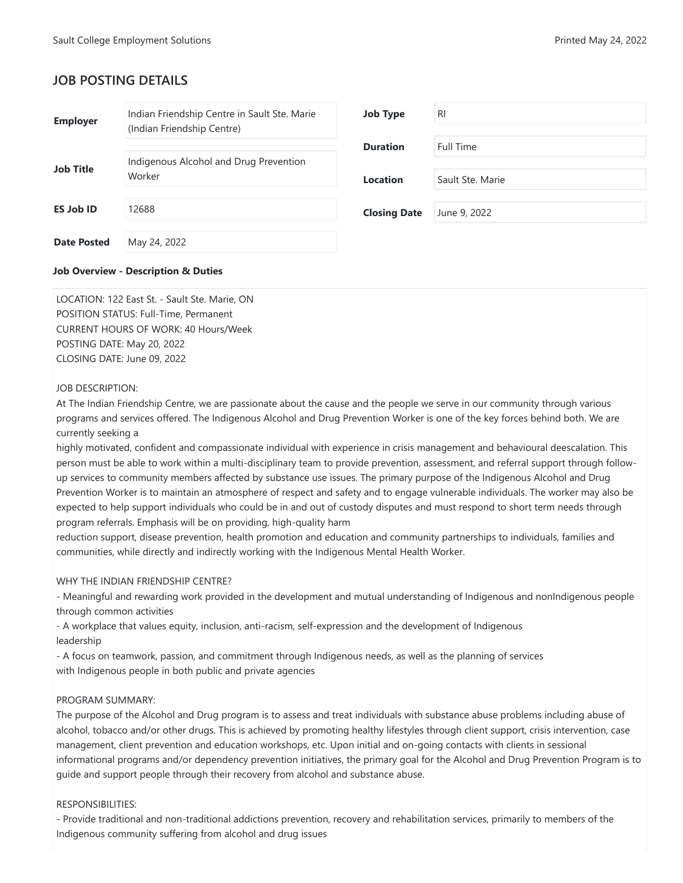# JOB POSTING DETAILS

| | | | |
|---|---|---|---|
| **Employer** | Indian Friendship Centre in Sault Ste. Marie (Indian Friendship Centre) | **Job Type** | RI |
| **Job Title** | Indigenous Alcohol and Drug Prevention Worker | **Duration** | Full Time |
| **ES Job ID** | 12688 | **Location** | Sault Ste. Marie |
| **Date Posted** | May 24, 2022 | **Closing Date** | June 9, 2022 |

**Job Overview - Description & Duties**

LOCATION: 122 East St. - Sault Ste. Marie, ON
POSITION STATUS: Full-Time, Permanent
CURRENT HOURS OF WORK: 40 Hours/Week
POSTING DATE: May 20, 2022
CLOSING DATE: June 09, 2022

JOB DESCRIPTION:
At The Indian Friendship Centre, we are passionate about the cause and the people we serve in our community through various programs and services offered. The Indigenous Alcohol and Drug Prevention Worker is one of the key forces behind both. We are currently seeking a
highly motivated, confident and compassionate individual with experience in crisis management and behavioural deescalation. This person must be able to work within a multi-disciplinary team to provide prevention, assessment, and referral support through follow-up services to community members affected by substance use issues. The primary purpose of the Indigenous Alcohol and Drug Prevention Worker is to maintain an atmosphere of respect and safety and to engage vulnerable individuals. The worker may also be expected to help support individuals who could be in and out of custody disputes and must respond to short term needs through program referrals. Emphasis will be on providing, high-quality harm
reduction support, disease prevention, health promotion and education and community partnerships to individuals, families and communities, while directly and indirectly working with the Indigenous Mental Health Worker.

WHY THE INDIAN FRIENDSHIP CENTRE?
- Meaningful and rewarding work provided in the development and mutual understanding of Indigenous and nonIndigenous people through common activities
- A workplace that values equity, inclusion, anti-racism, self-expression and the development of Indigenous leadership
- A focus on teamwork, passion, and commitment through Indigenous needs, as well as the planning of services with Indigenous people in both public and private agencies

PROGRAM SUMMARY:
The purpose of the Alcohol and Drug program is to assess and treat individuals with substance abuse problems including abuse of alcohol, tobacco and/or other drugs. This is achieved by promoting healthy lifestyles through client support, crisis intervention, case management, client prevention and education workshops, etc. Upon initial and on-going contacts with clients in sessional informational programs and/or dependency prevention initiatives, the primary goal for the Alcohol and Drug Prevention Program is to guide and support people through their recovery from alcohol and substance abuse.

RESPONSIBILITIES:
- Provide traditional and non-traditional addictions prevention, recovery and rehabilitation services, primarily to members of the Indigenous community suffering from alcohol and drug issues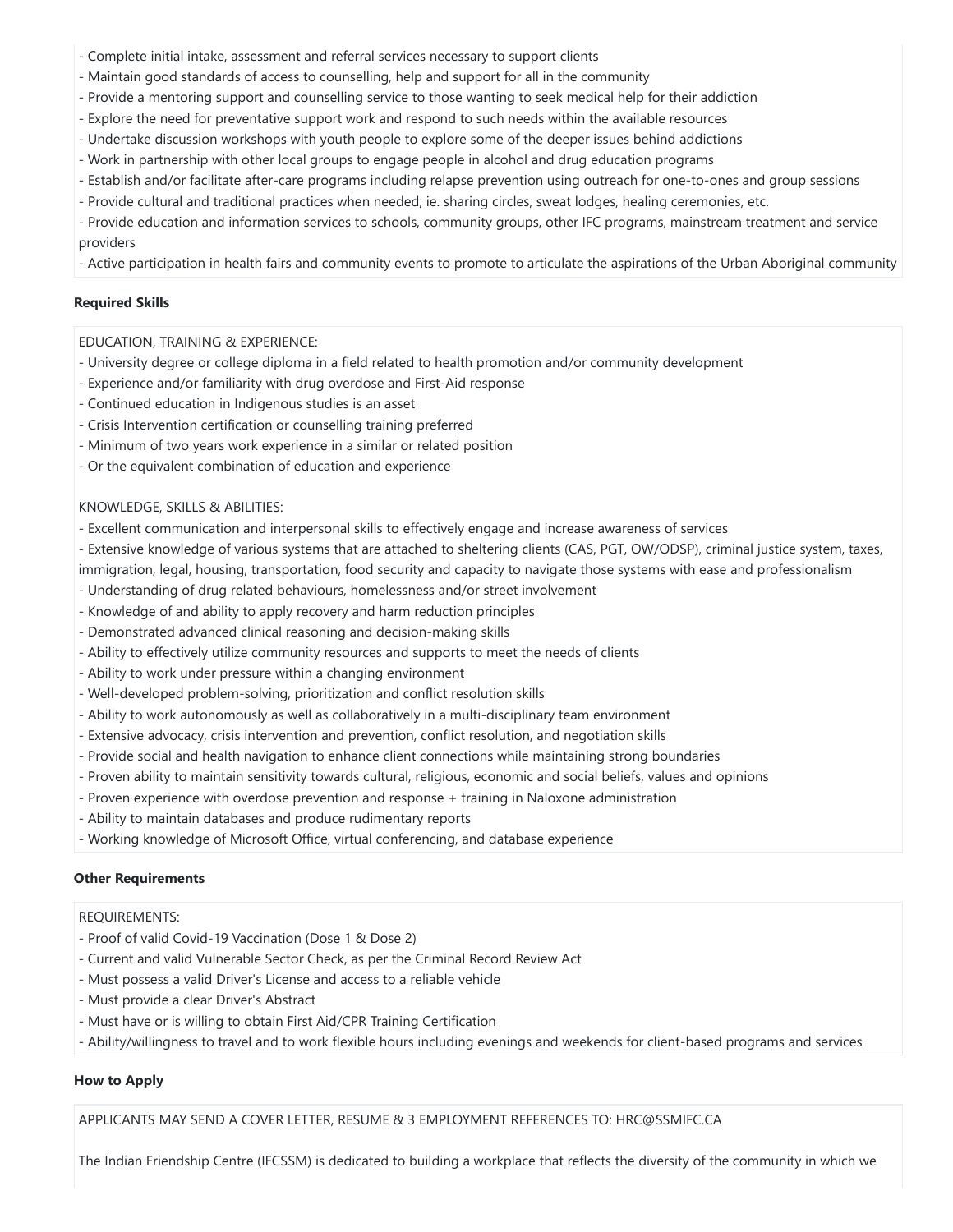- Complete initial intake, assessment and referral services necessary to support clients
- Maintain good standards of access to counselling, help and support for all in the community
- Provide a mentoring support and counselling service to those wanting to seek medical help for their addiction
- Explore the need for preventative support work and respond to such needs within the available resources
- Undertake discussion workshops with youth people to explore some of the deeper issues behind addictions
- Work in partnership with other local groups to engage people in alcohol and drug education programs
- Establish and/or facilitate after-care programs including relapse prevention using outreach for one-to-ones and group sessions
- Provide cultural and traditional practices when needed; ie. sharing circles, sweat lodges, healing ceremonies, etc.
- Provide education and information services to schools, community groups, other IFC programs, mainstream treatment and service providers
- Active participation in health fairs and community events to promote to articulate the aspirations of the Urban Aboriginal community

**Required Skills**

EDUCATION, TRAINING & EXPERIENCE:

- University degree or college diploma in a field related to health promotion and/or community development
- Experience and/or familiarity with drug overdose and First-Aid response
- Continued education in Indigenous studies is an asset
- Crisis Intervention certification or counselling training preferred
- Minimum of two years work experience in a similar or related position
- Or the equivalent combination of education and experience

KNOWLEDGE, SKILLS & ABILITIES:

- Excellent communication and interpersonal skills to effectively engage and increase awareness of services
- Extensive knowledge of various systems that are attached to sheltering clients (CAS, PGT, OW/ODSP), criminal justice system, taxes, immigration, legal, housing, transportation, food security and capacity to navigate those systems with ease and professionalism
- Understanding of drug related behaviours, homelessness and/or street involvement
- Knowledge of and ability to apply recovery and harm reduction principles
- Demonstrated advanced clinical reasoning and decision-making skills
- Ability to effectively utilize community resources and supports to meet the needs of clients
- Ability to work under pressure within a changing environment
- Well-developed problem-solving, prioritization and conflict resolution skills
- Ability to work autonomously as well as collaboratively in a multi-disciplinary team environment
- Extensive advocacy, crisis intervention and prevention, conflict resolution, and negotiation skills
- Provide social and health navigation to enhance client connections while maintaining strong boundaries
- Proven ability to maintain sensitivity towards cultural, religious, economic and social beliefs, values and opinions
- Proven experience with overdose prevention and response + training in Naloxone administration
- Ability to maintain databases and produce rudimentary reports
- Working knowledge of Microsoft Office, virtual conferencing, and database experience

**Other Requirements**

REQUIREMENTS:

- Proof of valid Covid-19 Vaccination (Dose 1 & Dose 2)
- Current and valid Vulnerable Sector Check, as per the Criminal Record Review Act
- Must possess a valid Driver's License and access to a reliable vehicle
- Must provide a clear Driver's Abstract
- Must have or is willing to obtain First Aid/CPR Training Certification
- Ability/willingness to travel and to work flexible hours including evenings and weekends for client-based programs and services

**How to Apply**

APPLICANTS MAY SEND A COVER LETTER, RESUME & 3 EMPLOYMENT REFERENCES TO: HRC@SSMIFC.CA

The Indian Friendship Centre (IFCSSM) is dedicated to building a workplace that reflects the diversity of the community in which we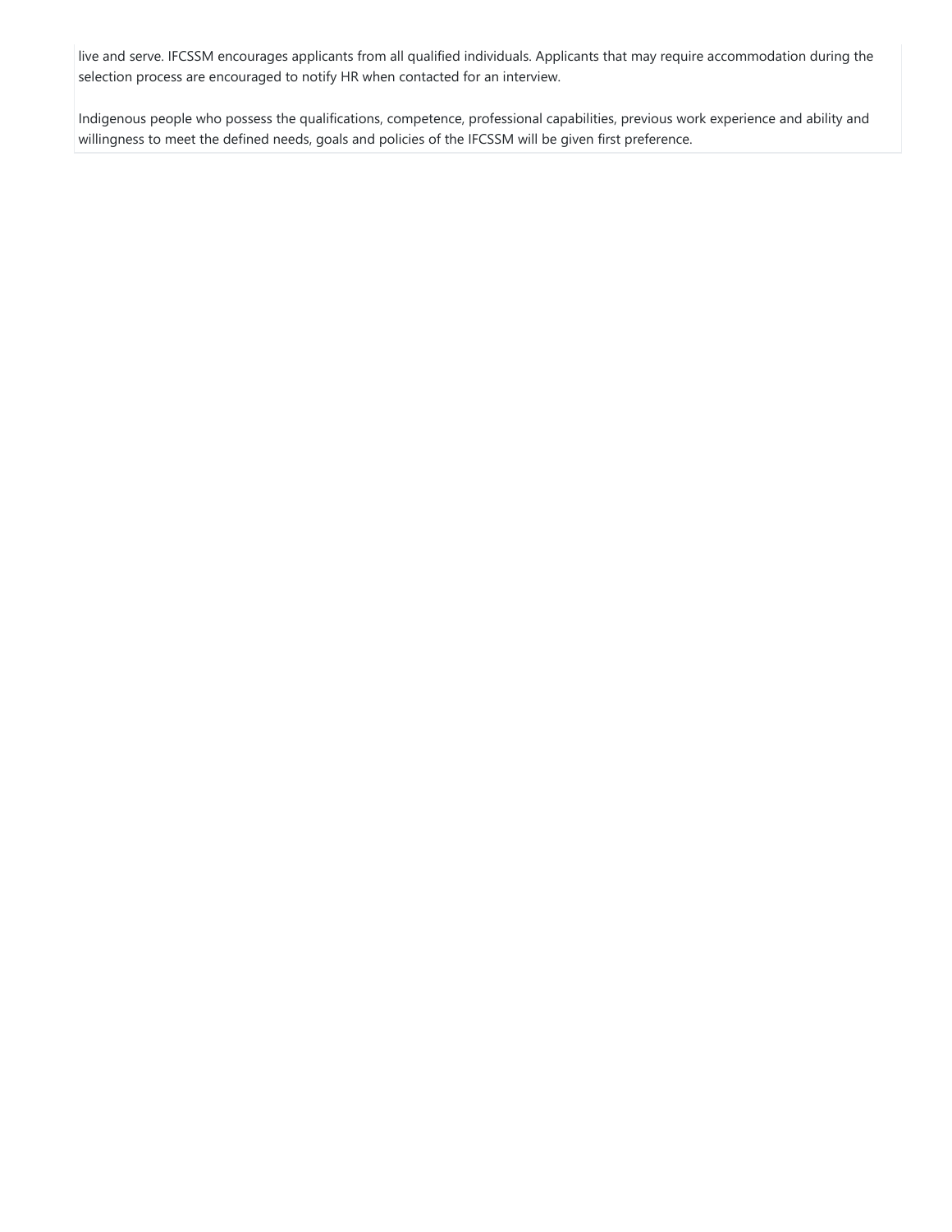live and serve. IFCSSM encourages applicants from all qualified individuals. Applicants that may require accommodation during the selection process are encouraged to notify HR when contacted for an interview.

Indigenous people who possess the qualifications, competence, professional capabilities, previous work experience and ability and willingness to meet the defined needs, goals and policies of the IFCSSM will be given first preference.